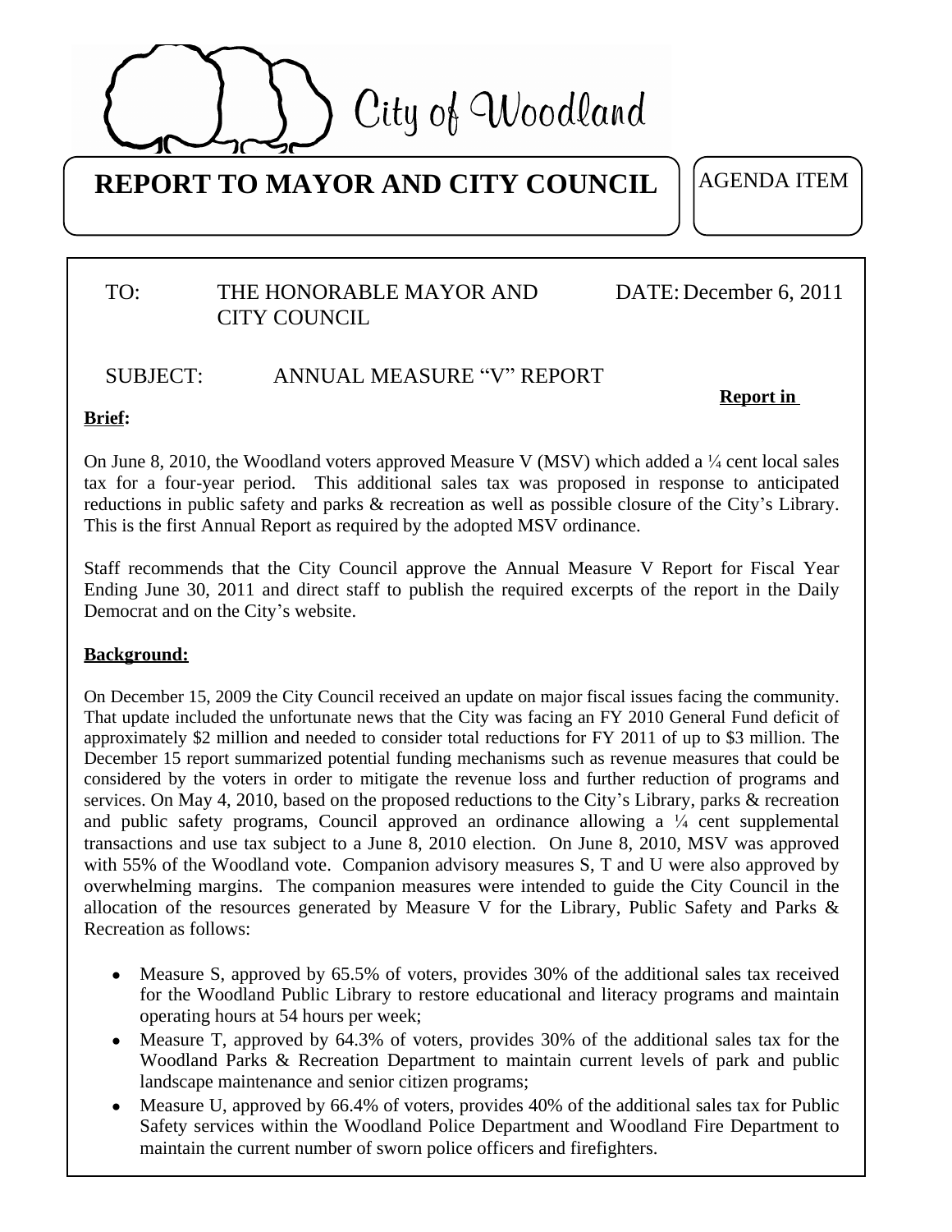City of Woodland

# REPORT TO MAYOR AND CITY COUNCIL

AGENDA ITEM

TO: THE HONORABLE MAYOR AND CITY COUNCIL

DATE: December 6, 2011

SUBJECT: ANNUAL MEASURE "V" REPORT

**Report in Brief:**

On June 8, 2010, the Woodland voters approved Measure V (MSV) which added a ¼ cent local sales tax for a four-year period. This additional sales tax was proposed in response to anticipated reductions in public safety and parks & recreation as well as possible closure of the City's Library. This is the first Annual Report as required by the adopted MSV ordinance.

Staff recommends that the City Council approve the Annual Measure V Report for Fiscal Year Ending June 30, 2011 and direct staff to publish the required excerpts of the report in the Daily Democrat and on the City's website.

**Background:**

On December 15, 2009 the City Council received an update on major fiscal issues facing the community. That update included the unfortunate news that the City was facing an FY 2010 General Fund deficit of approximately $2 million and needed to consider total reductions for FY 2011 of up to $3 million. The December 15 report summarized potential funding mechanisms such as revenue measures that could be considered by the voters in order to mitigate the revenue loss and further reduction of programs and services. On May 4, 2010, based on the proposed reductions to the City's Library, parks & recreation and public safety programs, Council approved an ordinance allowing a ¼ cent supplemental transactions and use tax subject to a June 8, 2010 election. On June 8, 2010, MSV was approved with 55% of the Woodland vote. Companion advisory measures S, T and U were also approved by overwhelming margins. The companion measures were intended to guide the City Council in the allocation of the resources generated by Measure V for the Library, Public Safety and Parks & Recreation as follows:

- Measure S, approved by 65.5% of voters, provides 30% of the additional sales tax received for the Woodland Public Library to restore educational and literacy programs and maintain operating hours at 54 hours per week;
- Measure T, approved by 64.3% of voters, provides 30% of the additional sales tax for the Woodland Parks & Recreation Department to maintain current levels of park and public landscape maintenance and senior citizen programs;
- Measure U, approved by 66.4% of voters, provides 40% of the additional sales tax for Public Safety services within the Woodland Police Department and Woodland Fire Department to maintain the current number of sworn police officers and firefighters.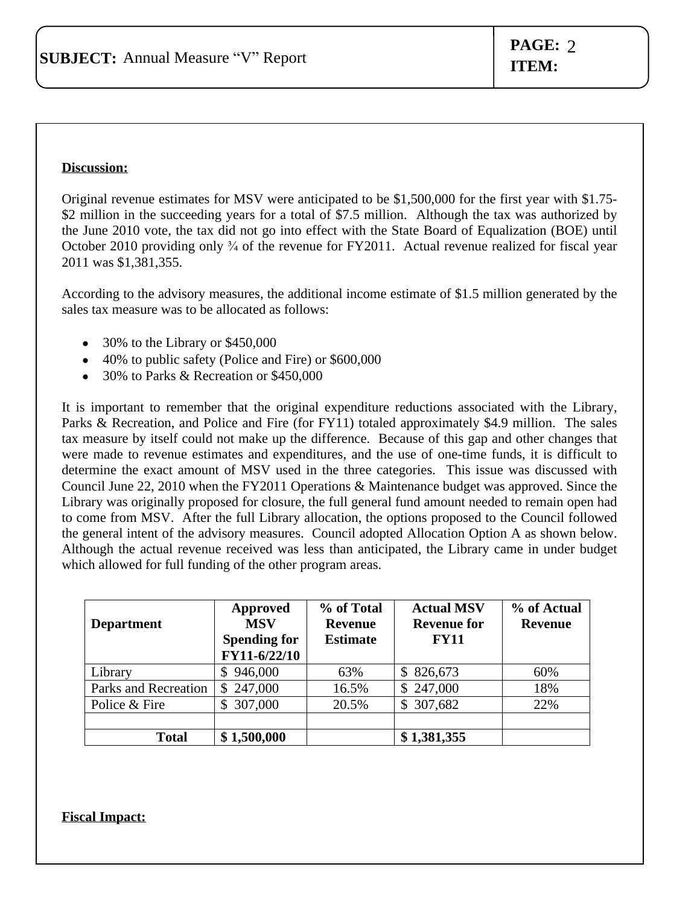**SUBJECT:** Annual Measure "V" Report

**PAGE:** 2
**ITEM:**

**Discussion:**

Original revenue estimates for MSV were anticipated to be $1,500,000 for the first year with $1.75-$2 million in the succeeding years for a total of $7.5 million. Although the tax was authorized by the June 2010 vote, the tax did not go into effect with the State Board of Equalization (BOE) until October 2010 providing only ¾ of the revenue for FY2011. Actual revenue realized for fiscal year 2011 was $1,381,355.

According to the advisory measures, the additional income estimate of $1.5 million generated by the sales tax measure was to be allocated as follows:

- 30% to the Library or $450,000
- 40% to public safety (Police and Fire) or $600,000
- 30% to Parks & Recreation or $450,000

It is important to remember that the original expenditure reductions associated with the Library, Parks & Recreation, and Police and Fire (for FY11) totaled approximately $4.9 million. The sales tax measure by itself could not make up the difference. Because of this gap and other changes that were made to revenue estimates and expenditures, and the use of one-time funds, it is difficult to determine the exact amount of MSV used in the three categories. This issue was discussed with Council June 22, 2010 when the FY2011 Operations & Maintenance budget was approved. Since the Library was originally proposed for closure, the full general fund amount needed to remain open had to come from MSV. After the full Library allocation, the options proposed to the Council followed the general intent of the advisory measures. Council adopted Allocation Option A as shown below. Although the actual revenue received was less than anticipated, the Library came in under budget which allowed for full funding of the other program areas.

| Department | Approved MSV Spending for FY11-6/22/10 | % of Total Revenue Estimate | Actual MSV Revenue for FY11 | % of Actual Revenue |
|---|---|---|---|---|
| Library | $ 946,000 | 63% | $ 826,673 | 60% |
| Parks and Recreation | $ 247,000 | 16.5% | $ 247,000 | 18% |
| Police & Fire | $ 307,000 | 20.5% | $ 307,682 | 22% |
| | | | | |
| **Total** | **$ 1,500,000** | | **$ 1,381,355** | |

**Fiscal Impact:**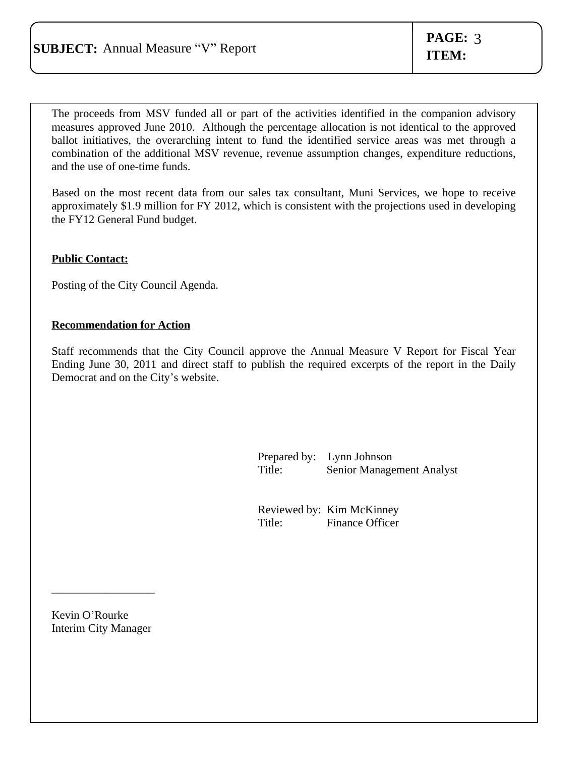**SUBJECT:** Annual Measure "V" Report

The proceeds from MSV funded all or part of the activities identified in the companion advisory measures approved June 2010. Although the percentage allocation is not identical to the approved ballot initiatives, the overarching intent to fund the identified service areas was met through a combination of the additional MSV revenue, revenue assumption changes, expenditure reductions, and the use of one-time funds.

Based on the most recent data from our sales tax consultant, Muni Services, we hope to receive approximately $1.9 million for FY 2012, which is consistent with the projections used in developing the FY12 General Fund budget.

**Public Contact:**

Posting of the City Council Agenda.

**Recommendation for Action**

Staff recommends that the City Council approve the Annual Measure V Report for Fiscal Year Ending June 30, 2011 and direct staff to publish the required excerpts of the report in the Daily Democrat and on the City's website.

Prepared by: Lynn Johnson
Title: Senior Management Analyst

Reviewed by: Kim McKinney
Title: Finance Officer

Kevin O'Rourke
Interim City Manager